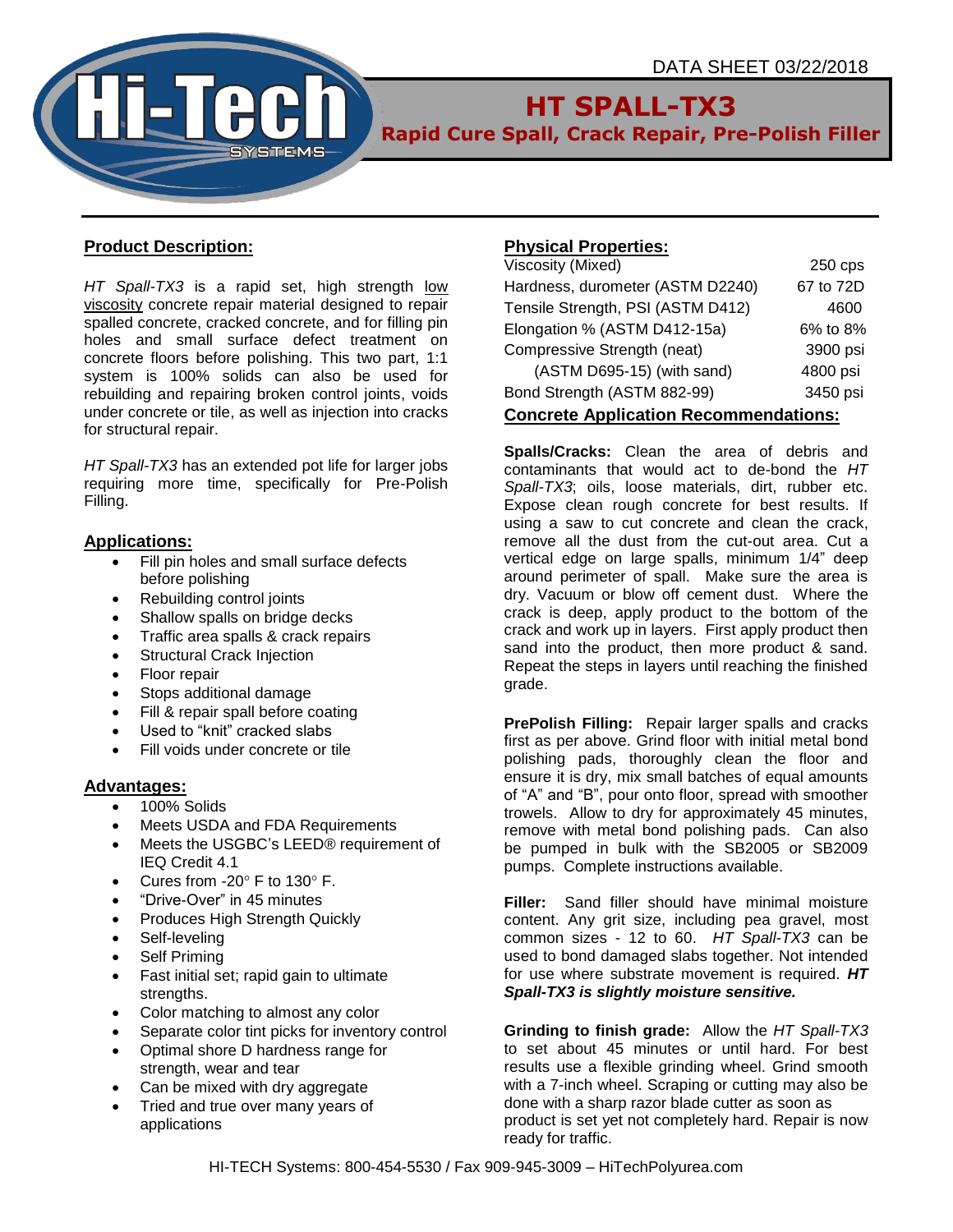DATA SHEET 03/22/2018

# HT SPALL-TX3

## Rapid Cure Spall, Crack Repair, Pre-Polish Filler

### Product Description:

*HT Spall-TX3* is a rapid set, high strength low viscosity concrete repair material designed to repair spalled concrete, cracked concrete, and for filling pin holes and small surface defect treatment on concrete floors before polishing. This two part, 1:1 system is 100% solids can also be used for rebuilding and repairing broken control joints, voids under concrete or tile, as well as injection into cracks for structural repair.

*HT Spall-TX3* has an extended pot life for larger jobs requiring more time, specifically for Pre-Polish Filling.

### Applications:

- Fill pin holes and small surface defects before polishing
- Rebuilding control joints
- Shallow spalls on bridge decks
- Traffic area spalls & crack repairs
- Structural Crack Injection
- Floor repair
- Stops additional damage
- Fill & repair spall before coating
- Used to "knit" cracked slabs
- Fill voids under concrete or tile

### Advantages:

- 100% Solids
- Meets USDA and FDA Requirements
- Meets the USGBC's LEED® requirement of IEQ Credit 4.1
- Cures from -20° F to 130° F.
- "Drive-Over" in 45 minutes
- Produces High Strength Quickly
- Self-leveling
- Self Priming
- Fast initial set; rapid gain to ultimate strengths.
- Color matching to almost any color
- Separate color tint picks for inventory control
- Optimal shore D hardness range for strength, wear and tear
- Can be mixed with dry aggregate
- Tried and true over many years of applications

### Physical Properties:

| Property | Value |
|---|---|
| Viscosity (Mixed) | 250 cps |
| Hardness, durometer (ASTM D2240) | 67 to 72D |
| Tensile Strength, PSI (ASTM D412) | 4600 |
| Elongation % (ASTM D412-15a) | 6% to 8% |
| Compressive Strength (neat) | 3900 psi |
| (ASTM D695-15) (with sand) | 4800 psi |
| Bond Strength (ASTM 882-99) | 3450 psi |

### Concrete Application Recommendations:

**Spalls/Cracks:** Clean the area of debris and contaminants that would act to de-bond the *HT Spall-TX3*; oils, loose materials, dirt, rubber etc. Expose clean rough concrete for best results. If using a saw to cut concrete and clean the crack, remove all the dust from the cut-out area. Cut a vertical edge on large spalls, minimum 1/4" deep around perimeter of spall. Make sure the area is dry. Vacuum or blow off cement dust. Where the crack is deep, apply product to the bottom of the crack and work up in layers. First apply product then sand into the product, then more product & sand. Repeat the steps in layers until reaching the finished grade.

**PrePolish Filling:** Repair larger spalls and cracks first as per above. Grind floor with initial metal bond polishing pads, thoroughly clean the floor and ensure it is dry, mix small batches of equal amounts of "A" and "B", pour onto floor, spread with smoother trowels. Allow to dry for approximately 45 minutes, remove with metal bond polishing pads. Can also be pumped in bulk with the SB2005 or SB2009 pumps. Complete instructions available.

**Filler:** Sand filler should have minimal moisture content. Any grit size, including pea gravel, most common sizes - 12 to 60. *HT Spall-TX3* can be used to bond damaged slabs together. Not intended for use where substrate movement is required. ***HT Spall-TX3 is slightly moisture sensitive.***

**Grinding to finish grade:** Allow the *HT Spall-TX3* to set about 45 minutes or until hard. For best results use a flexible grinding wheel. Grind smooth with a 7-inch wheel. Scraping or cutting may also be done with a sharp razor blade cutter as soon as product is set yet not completely hard. Repair is now ready for traffic.

HI-TECH Systems: 800-454-5530 / Fax 909-945-3009 – HiTechPolyurea.com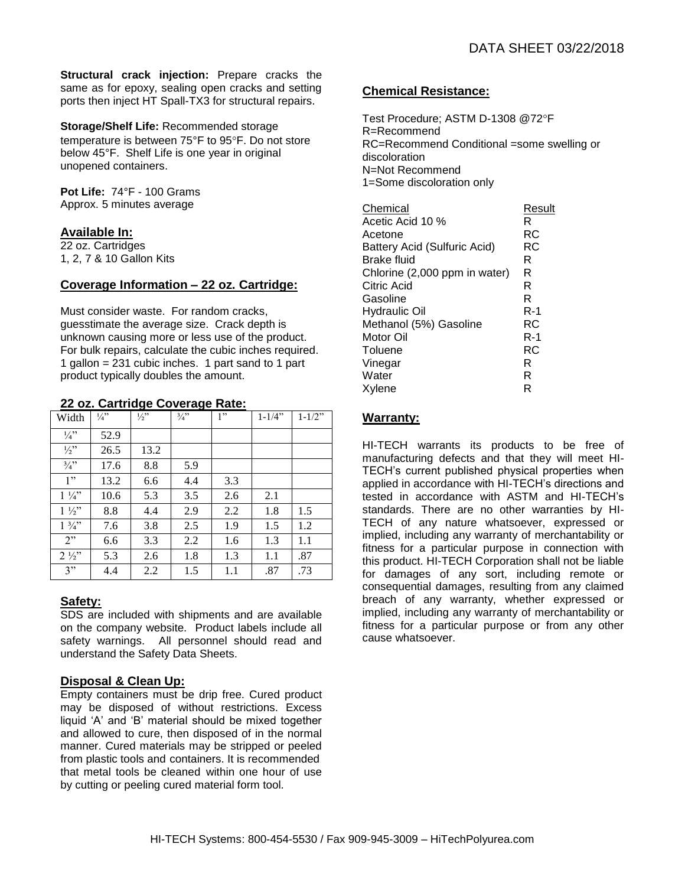DATA SHEET 03/22/2018

**Structural crack injection:** Prepare cracks the same as for epoxy, sealing open cracks and setting ports then inject HT Spall-TX3 for structural repairs.

**Storage/Shelf Life:** Recommended storage temperature is between 75°F to 95°F. Do not store below 45°F. Shelf Life is one year in original unopened containers.

**Pot Life:** 74°F - 100 Grams
Approx. 5 minutes average

## Available In:

22 oz. Cartridges
1, 2, 7 & 10 Gallon Kits

## Coverage Information – 22 oz. Cartridge:

Must consider waste. For random cracks, guesstimate the average size. Crack depth is unknown causing more or less use of the product. For bulk repairs, calculate the cubic inches required. 1 gallon = 231 cubic inches. 1 part sand to 1 part product typically doubles the amount.

### 22 oz. Cartridge Coverage Rate:

| Width | ¼" | ½" | ¾" | 1" | 1-1/4" | 1-1/2" |
|---|---|---|---|---|---|---|
| ¼" | 52.9 | | | | | |
| ½" | 26.5 | 13.2 | | | | |
| ¾" | 17.6 | 8.8 | 5.9 | | | |
| 1" | 13.2 | 6.6 | 4.4 | 3.3 | | |
| 1 ¼" | 10.6 | 5.3 | 3.5 | 2.6 | 2.1 | |
| 1 ½" | 8.8 | 4.4 | 2.9 | 2.2 | 1.8 | 1.5 |
| 1 ¾" | 7.6 | 3.8 | 2.5 | 1.9 | 1.5 | 1.2 |
| 2" | 6.6 | 3.3 | 2.2 | 1.6 | 1.3 | 1.1 |
| 2 ½" | 5.3 | 2.6 | 1.8 | 1.3 | 1.1 | .87 |
| 3" | 4.4 | 2.2 | 1.5 | 1.1 | .87 | .73 |

## Safety:

SDS are included with shipments and are available on the company website. Product labels include all safety warnings. All personnel should read and understand the Safety Data Sheets.

## Disposal & Clean Up:

Empty containers must be drip free. Cured product may be disposed of without restrictions. Excess liquid 'A' and 'B' material should be mixed together and allowed to cure, then disposed of in the normal manner. Cured materials may be stripped or peeled from plastic tools and containers. It is recommended that metal tools be cleaned within one hour of use by cutting or peeling cured material form tool.

## Chemical Resistance:

Test Procedure; ASTM D-1308 @72°F
R=Recommend
RC=Recommend Conditional =some swelling or discoloration
N=Not Recommend
1=Some discoloration only

| Chemical | Result |
|---|---|
| Acetic Acid 10 % | R |
| Acetone | RC |
| Battery Acid (Sulfuric Acid) | RC |
| Brake fluid | R |
| Chlorine (2,000 ppm in water) | R |
| Citric Acid | R |
| Gasoline | R |
| Hydraulic Oil | R-1 |
| Methanol (5%) Gasoline | RC |
| Motor Oil | R-1 |
| Toluene | RC |
| Vinegar | R |
| Water | R |
| Xylene | R |

## Warranty:

HI-TECH warrants its products to be free of manufacturing defects and that they will meet HI-TECH's current published physical properties when applied in accordance with HI-TECH's directions and tested in accordance with ASTM and HI-TECH's standards. There are no other warranties by HI-TECH of any nature whatsoever, expressed or implied, including any warranty of merchantability or fitness for a particular purpose in connection with this product. HI-TECH Corporation shall not be liable for damages of any sort, including remote or consequential damages, resulting from any claimed breach of any warranty, whether expressed or implied, including any warranty of merchantability or fitness for a particular purpose or from any other cause whatsoever.

HI-TECH Systems: 800-454-5530 / Fax 909-945-3009 – HiTechPolyurea.com